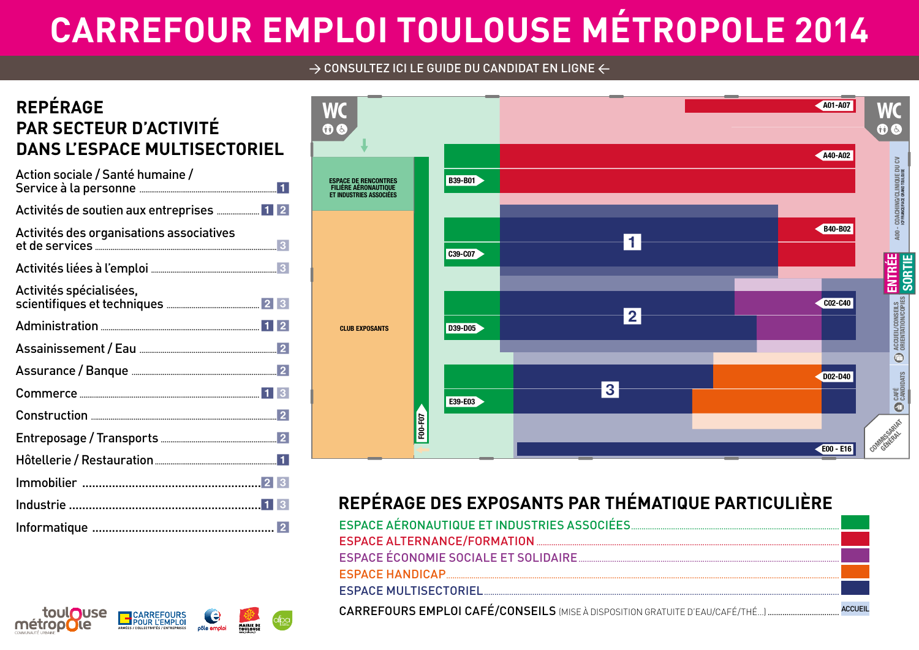# CARREFOUR EMPLOI TOULOUSE MÉTROPOLE 2014

→ CONSULTEZ ICI LE GUIDE DU CANDIDAT EN LIGNE ←

## REPÉRAGE PAR SECTEUR D'ACTIVITÉ DANS L'ESPACE MULTISECTORIEL

| Secteur | Espace |
|---|---|
| Action sociale / Santé humaine / Service à la personne | 1 |
| Activités de soutien aux entreprises | 1 2 |
| Activités des organisations associatives et de services | 3 |
| Activités liées à l'emploi | 3 |
| Activités spécialisées, scientifiques et techniques | 2 3 |
| Administration | 1 2 |
| Assainissement / Eau | 2 |
| Assurance / Banque | 2 |
| Commerce | 1 3 |
| Construction | 2 |
| Entreposage / Transports | 2 |
| Hôtellerie / Restauration | 1 |
| Immobilier | 2 3 |
| Industrie | 1 3 |
| Informatique | 2 |

WC

ESPACE DE RENCONTRES FILIÈRE AÉRONAUTIQUE ET INDUSTRIES ASSOCIÉES

CLUB EXPOSANTS

F00-F07

A01-A07

A40-A02

B39-B01

B40-B02

C39-C07

1

C02-C40

D39-D05

2

D02-D40

E39-E03

3

E00 - E16

A00 - COACHING/CLINIQUE DU CV (CFRANCE/FACE GRAND TOULOUSE)

ENTRÉE SORTIE

ACCUEIL/CONSEILS ORIENTATION/COPIES

CAFÉ CANDIDATS

COMMISSARIAT GÉNÉRAL

## REPÉRAGE DES EXPOSANTS PAR THÉMATIQUE PARTICULIÈRE

- ESPACE AÉRONAUTIQUE ET INDUSTRIES ASSOCIÉES
- ESPACE ALTERNANCE/FORMATION
- ESPACE ÉCONOMIE SOCIALE ET SOLIDAIRE
- ESPACE HANDICAP
- ESPACE MULTISECTORIEL
- CARREFOURS EMPLOI CAFÉ/CONSEILS (MISE À DISPOSITION GRATUITE D'EAU/CAFÉ/THÉ...) — ACCUEIL

toulouse métropole COMMUNAUTÉ URBAINE — CARREFOURS POUR L'EMPLOI ARMÉES / COLLECTIVITÉS / ENTREPRISES — pôle emploi — MAIRIE DE TOULOUSE — afpa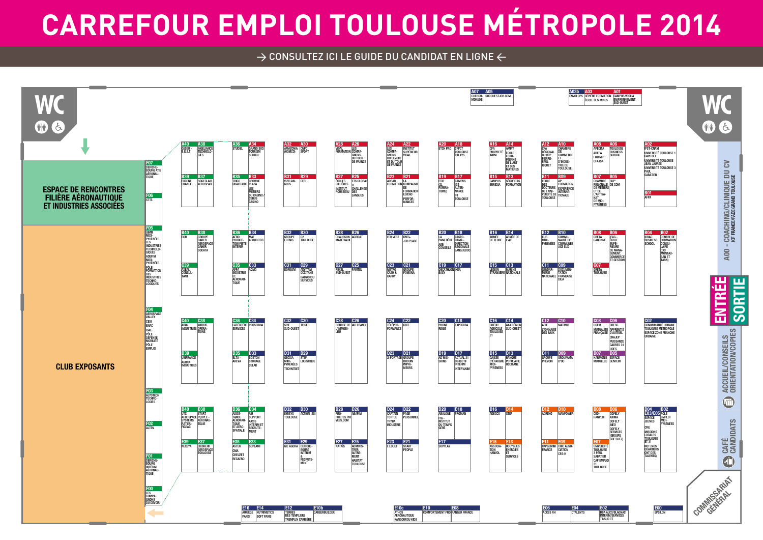# CARREFOUR EMPLOI TOULOUSE MÉTROPOLE 2014

→ CONSULTEZ ICI LE GUIDE DU CANDIDAT EN LIGNE ←

WC

ESPACE DE RENCONTRES FILIÈRE AÉRONAUTIQUE ET INDUSTRIES ASSOCIÉES

CLUB EXPOSANTS

A00 - COACHING/CLINIQUE DU CV IO'FRANCE/FACE GRAND TOULOUSE

ENTRÉE

SORTIE

ACCUEIL/CONSEILS ORIENTATION/COPIES

CAFÉ CANDIDATS

COMMISSARIAT GÉNÉRAL

**Rangée haute :** A07 CHERCH-MONJOB · A05 SUDOUESTJOB.COM · A03b EMVOI OPS · A03 CEPIERE FORMATION ECOLE DES MINES · A01 CAMPUS VEOLIA ENVIRONNEMENT SUD-OUEST

**Colonne F :** F07 DERICHEBOURG ATIS AÉRONAUTIQUE · F06 STTS · F05 UIMM MIDI-PYRÉNÉES LES INDUSTRIES TECHNOLOGIQUES ADEFIM MIDI-PYRÉNÉES PÔLE FORMATION DES INDUSTRIES TECHNOLOGIQUES · F04 AEROSPACE VALLEY CESI ENAC ISAE PÔLE DÉFENSE MOBILITÉ PÔLE EMPLOI · F03 ALYOTECH TECHNOLOGIES · F02 ALTEN · F01 DERICHEBOURG INTERIM AÉRONAUTIQUE · F00 LES COMPAGNONS DU DEVOIR

**Allée A/B :**
- A40 GESER - B.E.S.T · A38 INGELIANCE TECHNOLOGIES · B39 EXCENT FRANCE · B37 SOGECLAIR AEROSPACE
- A36 STUDEL · A34 GRAND SUD TOURISM SCHOOL · B35 TRIGO QUALITAIRE · B33 CROWNE PLAZA LES MÉTIERS DU CASINO / CERUS CASINO
- A32 AMAZONIA (HOMCO) · A30 ONPC SPORT · B31 VIZELANGUES · B29 CESI
- A28 VIDAL FORMATION · A26 LES COMPAGNONS DU TOUR DE FRANCE · B27 ECOLES BILLIÈRES INSTITUT ROUSSEAU · B25 ETS GLOBAL LE CHALLENGE DES LANGUES
- A24 LES COMPAGNONS DU DEVOIR ET DU TOUR DE FRANCE · A22 INSTITUT SUPÉRIEUR VIDAL · B23 ADRAR FORMATION · B21 LA COMPAGNIE DE FORMATION ESICAD PERFORMANCES
- A20 ETCH PRO · A18 EFPCT TOULOUSE PALAYS · B19 FTIB (3L FORMATIONS) · B17 CAMPUS IGS ALTERNANCE IPI TOULOUSE
- A16 CFA PROPRETÉ INHNI · A14 AMPPY ECOLE EUROPEENNE DE L'ART ET DES MATIÈRES · B15 CAMPUS EUREKA · B13 SÉCURITAS FORMATION
- A12 CFA RÉGIONAL DU BTP PIERRE-PAUL RIQUET · A10 CHAMBRE DE COMMERCE ET D'INDUSTRIE DE TOULOUSE · B11 ECOLE DES DOCTEURS DE L'UNIVERSITÉ DE TOULOUSE · B09 AP FORMATION EXPÉRIENCE INTERNATIONALE
- A08 APECITA AREFA FOR'MIP CFA ISA · A06 TOULOUSE BUSINESS SCHOOL · B07 CHAMBRE RÉGIONALE DE MÉTIERS ET DE L'ARTISANAT DE MIDI-PYRÉNÉES · B05 SUP' DE COM
- A02 IPST-CNAM UNIVERSITÉ TOULOUSE 1 CAPITOLE UNIVERSITÉ TOULOUSE JEAN JAURÈS UNIVERSITÉ TOULOUSE 3 PAUL SABATIER · B01 AFPA

**Allée B/C :**
- B40 ECM · B38 GROUPE DAHER AEROSPACE DAHER SOCATA · C39 AXEAL CONSULTANT
- B36 AERO PRODUCTION PISTE INTERIM · B34 MAF AGROBOTIC · C35 AFPA INDUSTRIE ET AÉRONAUTIQUE · C33 ADMO
- B32 GROUPE EDENIS · B30 O2 TOULOUSE · C31 DOMUSVI · C29 ADVITAM OCCITANE BABYCHOU SERVICES
- B28 CHAUSSON MATERIAUX · B26 AGRICAT · C27 REXEL SUD-OUEST · C25 PARITEL
- B24 FEU VERT · B22 CMT+ JOB PLACE · C23 METRO CASH & CARRY · C21 GROUPE POMONA
- B20 LA PANETIÈRE AEB CONSEILS · B18 CASTORAMA - DIRECTION RÉGIONALE LANGUEDOC · C19 DECATHLON EASY · C17 IKEA
- B16 ARMÉE DE TERRE · B14 ARMÉE DE L'AIR · C15 LÉGION ÉTRANGÈRE · C13 MARINE NATIONALE
- B12 ELIS MIDI-PYRÉNÉES · B10 COMMUNAUTÉ DE COMMUNES AXE SUD · C11 GENDARMERIE NATIONALE · C09 DOCUMENTATION FRANÇAISE DILA
- B08 GRETA GARONNE · B06 IFAG - ÉCOLE SUPÉRIEURE DE MANAGEMENT, COMMERCE ET GESTION · C07 GRETA TOULOUSE
- B04 IDRAC BUSINESS SCHOOL · B02 CENTRE DE FORMATION CONSULAIRE (CCI MONTAUBAN ET TARN)

**Allée C/D :**
- C40 ARIAL INDUSTRIES · C38 AIRBUS OPÉRATIONS · D39 UBIFRANCE AGORA INDUSTRIES
- C36 LATÉCOÈRE SERVICES · C34 PROSERVIA · D35 ELTA - AREVA · D33 BOSTON STORAGE CELAD
- C32 SPIE SUD-OUEST · C30 TISSEO · D31 GEODIA MIDI-PYRÉNÉES TECHNITOIT · D29 STEF LOGISTIQUE
- C28 BOURSE DE L'IMMOBILIER · C26 IAD FRANCE
- C24 TELEPERFORMANCE · C22 CRIT · D23 2I PORTAGE · D21 GROUPE DROUIN IMPRIMEURS
- C20 PHONE RÉGIE · C18 EXPECTRA · D19 AD'MISSIONS · D17 ACTUAL 31 OBJECTIF INTERIM INTER'ANIM
- C16 CRÉDIT AGRICOLE TOULOUSE 31 · C14 AXA RÉGION SUD-OUEST · D15 CAISSE D'ÉPARGNE MIDI-PYRÉNÉES · D13 BANQUE POPULAIRE OCCITANE
- C12 ADIE LYONNAISE DES EAUX · C10 MATMUT · D11 GROUPE PRÉVOIR · D09 GROUPAMA D'OC
- C08 UGEM MUTUALITÉ FRANÇAISE · C06 CRESS APPRENTIS D'AUTEUIL CRAJEP PUISSANCE CADRES 31 IDES · D07 HARMONIE MUTUELLE · D05 ESPACE SENTEIN
- C02 COMMUNAUTÉ URBAINE TOULOUSE MÉTROPOLE ESPACE ZONE FRANCHE URBAINE

**Allée D/E :**
- D40 UTC AEROSPACE SYSTEMS RATIER-FIGEAC · D38 START PEOPLE - AÉRONAUTIQUE · E39 NEXEYA · E37 LIEBHERR AEROSPACE TOULOUSE
- D36 ASSISTANCE AÉRONAUTIQUE ET AÉROSPATIALE · D34 AIR SUPPORT AXXIS INTÉRIM ET RECRUTEMENT · E35 ASTEK CMA CREUZET RECAERO · E33 SOPLAMI
- D32 EMISYS TOULOUSE · D30 ACTION_SSI · E31 GIE AGORA · E29 DERICHEBOURG INTERIM & RECRUTEMENT
- D28 PRO-PRIETES.PRIVEES.COM · D26 ABAFIM · E27 NATAÏS · E25 ADMINISTRER AUTREMENT HABITAT TOULOUSE
- D24 CAPTAIN TORTUE TRYBA INDUSTRIE · D22 PAGE PERSONNEL · E23 L LOUET · E21 START PEOPLE
- D20 ABALONE ITG - INSTITUT DU TEMPS GÉRÉ · D18 PROMAN · E17 SUPPLAY
- D16 ADECCO · D14 STEF · E15 ASSOCIATION HANVOL · E13 BOUYGUES ENERGIES ET SERVICES
- D12 ADREXO · D10 MANPOWER · E11 CAPGEMINI FRANCE · E09 CRIC ASSOCIATION CFA-H
- D08 CED HAMPLOI · D06 COFELY AXIMA COFELY INEO COFELY SERVICES (GROUPE GDF SUEZ) · E07 UNIVERSITÉ TOULOUSE 3 PAUL SABATIER CAP EMPLOI 31 TOULOUSE
- D04 E03/E05 ESPACE JEUNES CRIJ MISSIONS LOCALES TOULOUSE ET 31 NQT (NOS QUARTIERS ONT DES TALENTS) · D02 PÔLE EMPLOI MIDI-PYRÉNÉES

**Rangée basse :** E16 AUBERGE PARIS · E14 NUTRIMETRICS SOFT PARIS · E12 TERRES DES TEMPLIERS TREMPLIN CARRIÈRE · E10b CAREERBUILDER · E10c ATHOS AERONAUTIQUE KANGOUROU KIDS · E10 COMPORTEMENT PRO · E08 RANGER FRANCE · E06 ACCES RH · E04 DTALENTS · E02 BBA ALCO/BLAGNAC INTERIM/SERVICES TT/SUD TT · E00 EPSILON